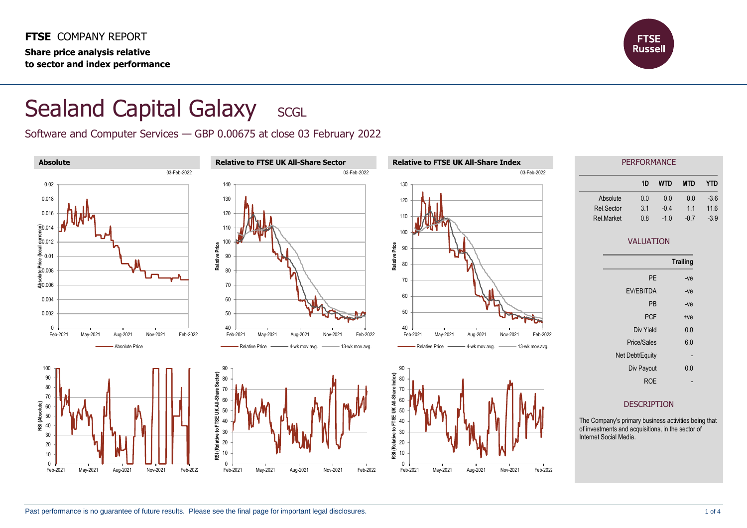**FTSE** COMPANY REPORT

**Share price analysis relative to sector and index performance**

# Sealand Capital Galaxy SCGL

Software and Computer Services — GBP 0.00675 at close 03 February 2022

### Absolute

03-Feb-2022

Absolute Price

### Relative to FTSE UK All-Share Sector

03-Feb-2022

Relative Price — 4-wk mov.avg. — 13-wk mov.avg.

### Relative to FTSE UK All-Share Index

03-Feb-2022

Relative Price — 4-wk mov.avg. — 13-wk mov.avg.

## PERFORMANCE

| | 1D | WTD | MTD | YTD |
|---|---|---|---|---|
| Absolute | 0.0 | 0.0 | 0.0 | -3.6 |
| Rel.Sector | 3.1 | -0.4 | 1.1 | 11.6 |
| Rel.Market | 0.8 | -1.0 | -0.7 | -3.9 |

## VALUATION

| | Trailing |
|---|---|
| PE | -ve |
| EV/EBITDA | -ve |
| PB | -ve |
| PCF | +ve |
| Div Yield | 0.0 |
| Price/Sales | 6.0 |
| Net Debt/Equity | - |
| Div Payout | 0.0 |
| ROE | - |

## DESCRIPTION

The Company's primary business activities being that of investments and acquisitions, in the sector of Internet Social Media.

Past performance is no guarantee of future results. Please see the final page for important legal disclosures.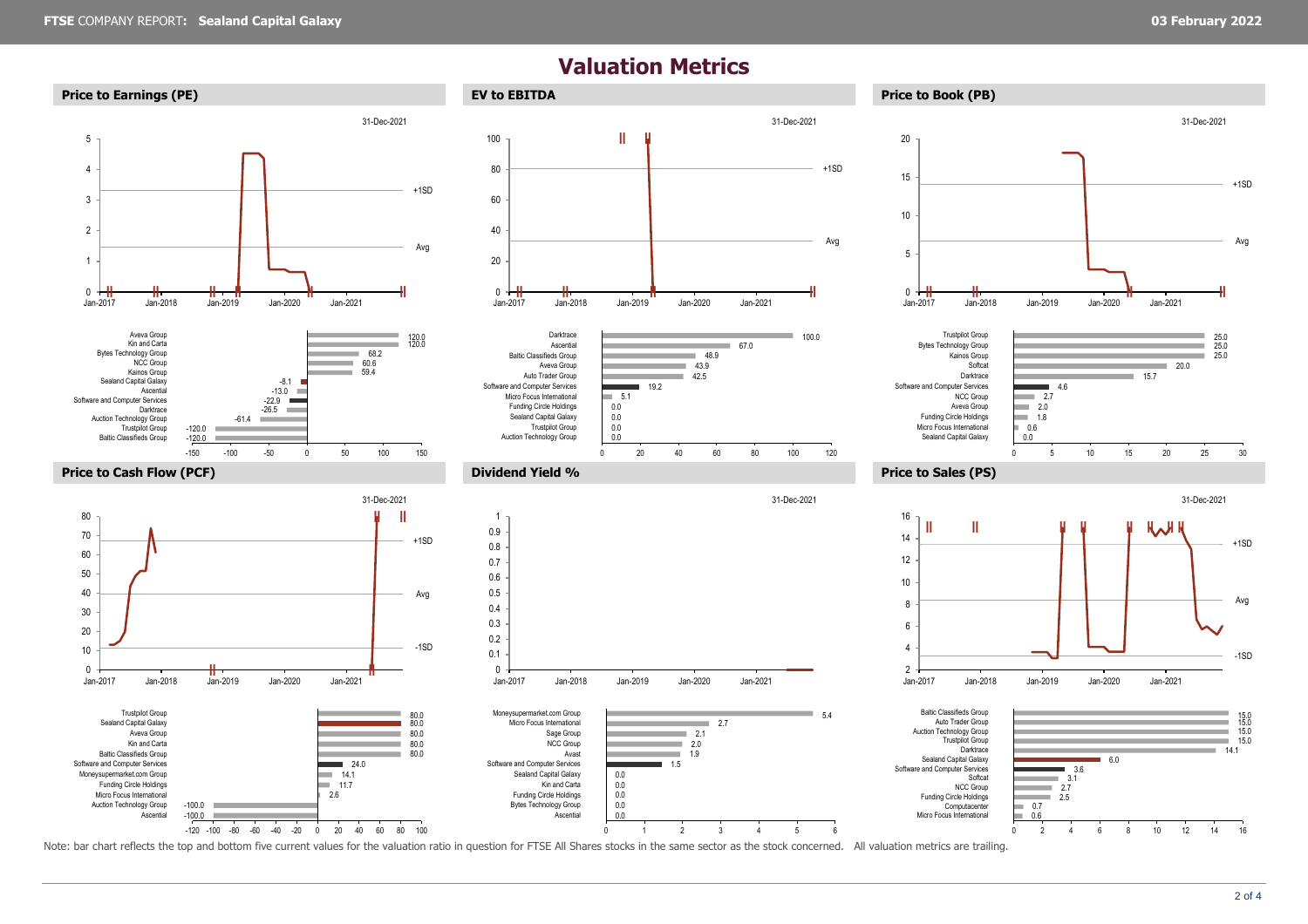# Valuation Metrics

## Price to Earnings (PE)

31-Dec-2021

| Company | PE |
|---|---|
| Aveva Group | 120.0 |
| Kin and Carta | 120.0 |
| Bytes Technology Group | 68.2 |
| NCC Group | 60.6 |
| Kainos Group | 59.4 |
| Sealand Capital Galaxy | -8.1 |
| Ascential | -13.0 |
| Software and Computer Services | -22.9 |
| Darktrace | -26.5 |
| Auction Technology Group | -61.4 |
| Trustpilot Group | -120.0 |
| Baltic Classifieds Group | -120.0 |

## EV to EBITDA

31-Dec-2021

| Company | EV to EBITDA |
|---|---|
| Darktrace | 100.0 |
| Ascential | 67.0 |
| Baltic Classifieds Group | 48.9 |
| Aveva Group | 43.9 |
| Auto Trader Group | 42.5 |
| Software and Computer Services | 19.2 |
| Micro Focus International | 5.1 |
| Funding Circle Holdings | 0.0 |
| Sealand Capital Galaxy | 0.0 |
| Trustpilot Group | 0.0 |
| Auction Technology Group | 0.0 |

## Price to Book (PB)

31-Dec-2021

| Company | PB |
|---|---|
| Trustpilot Group | 25.0 |
| Bytes Technology Group | 25.0 |
| Kainos Group | 25.0 |
| Softcat | 20.0 |
| Darktrace | 15.7 |
| Software and Computer Services | 4.6 |
| NCC Group | 2.7 |
| Aveva Group | 2.0 |
| Funding Circle Holdings | 1.8 |
| Micro Focus International | 0.6 |
| Sealand Capital Galaxy | 0.0 |

## Price to Cash Flow (PCF)

31-Dec-2021

| Company | PCF |
|---|---|
| Trustpilot Group | 80.0 |
| Sealand Capital Galaxy | 80.0 |
| Aveva Group | 80.0 |
| Kin and Carta | 80.0 |
| Baltic Classifieds Group | 80.0 |
| Software and Computer Services | 24.0 |
| Moneysupermarket.com Group | 14.1 |
| Funding Circle Holdings | 11.7 |
| Micro Focus International | 2.6 |
| Auction Technology Group | -100.0 |
| Ascential | -100.0 |

## Dividend Yield %

31-Dec-2021

| Company | Dividend Yield % |
|---|---|
| Moneysupermarket.com Group | 5.4 |
| Micro Focus International | 2.7 |
| Sage Group | 2.1 |
| NCC Group | 2.0 |
| Avast | 1.9 |
| Software and Computer Services | 1.5 |
| Sealand Capital Galaxy | 0.0 |
| Kin and Carta | 0.0 |
| Funding Circle Holdings | 0.0 |
| Bytes Technology Group | 0.0 |
| Ascential | 0.0 |

## Price to Sales (PS)

31-Dec-2021

| Company | PS |
|---|---|
| Baltic Classifieds Group | 15.0 |
| Auto Trader Group | 15.0 |
| Auction Technology Group | 15.0 |
| Trustpilot Group | 15.0 |
| Darktrace | 14.1 |
| Sealand Capital Galaxy | 6.0 |
| Software and Computer Services | 3.6 |
| Softcat | 3.1 |
| NCC Group | 2.7 |
| Funding Circle Holdings | 2.5 |
| Computacenter | 0.7 |
| Micro Focus International | 0.6 |

Note: bar chart reflects the top and bottom five current values for the valuation ratio in question for FTSE All Shares stocks in the same sector as the stock concerned. All valuation metrics are trailing.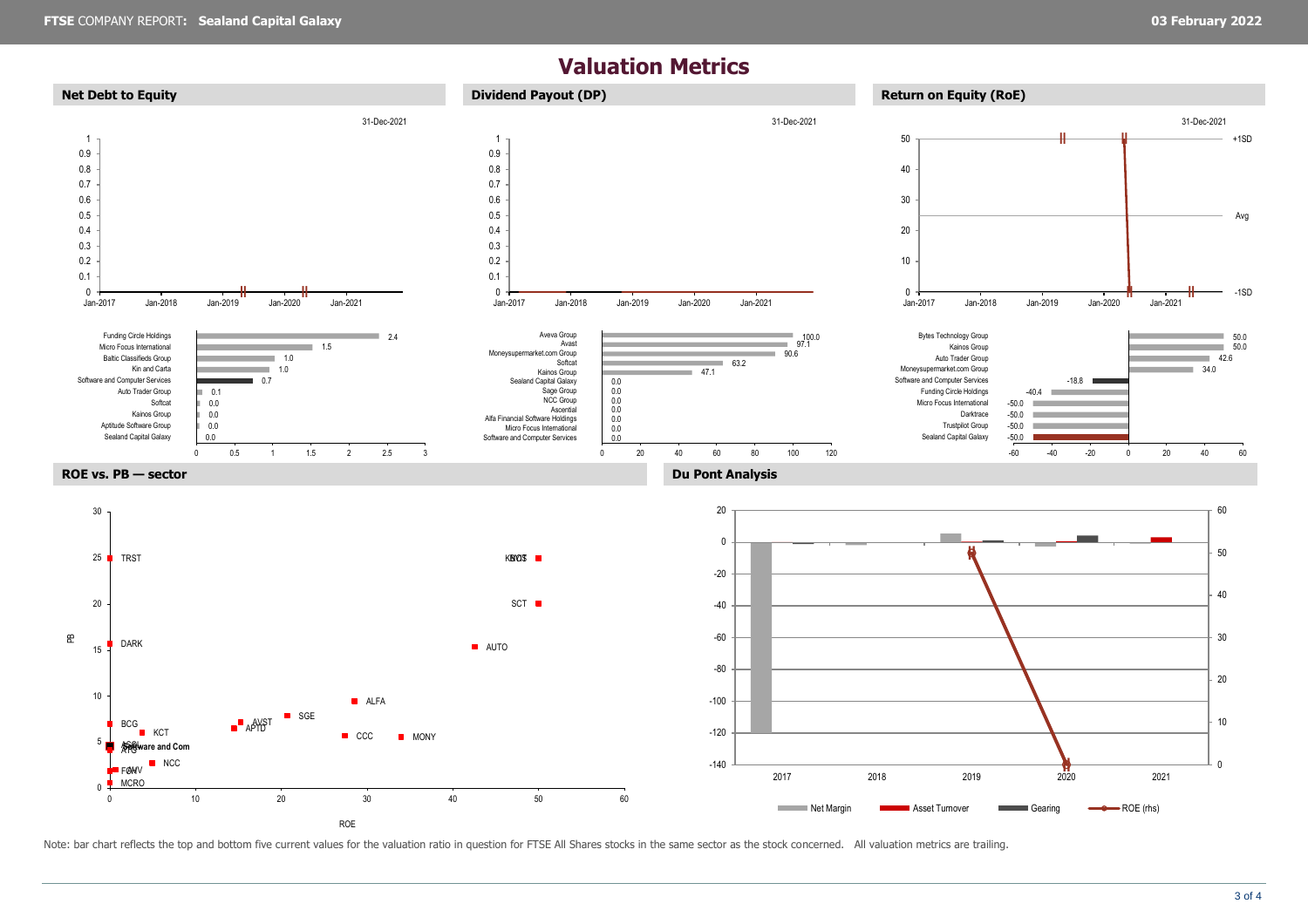# Valuation Metrics

## Net Debt to Equity

31-Dec-2021

| Company | Value |
|---|---|
| Funding Circle Holdings | 2.4 |
| Micro Focus International | 1.5 |
| Baltic Classifieds Group | 1.0 |
| Kin and Carta | 1.0 |
| Software and Computer Services | 0.7 |
| Auto Trader Group | 0.1 |
| Softcat | 0.0 |
| Kainos Group | 0.0 |
| Aptitude Software Group | 0.0 |
| Sealand Capital Galaxy | 0.0 |

## Dividend Payout (DP)

31-Dec-2021

| Company | Value |
|---|---|
| Aveva Group | 100.0 |
| Avast | 97.1 |
| Moneysupermarket.com Group | 90.6 |
| Softcat | 63.2 |
| Kainos Group | 47.1 |
| Sealand Capital Galaxy | 0.0 |
| Sage Group | 0.0 |
| NCC Group | 0.0 |
| Ascential | 0.0 |
| Alfa Financial Software Holdings | 0.0 |
| Micro Focus International | 0.0 |
| Software and Computer Services | 0.0 |

## Return on Equity (RoE)

31-Dec-2021

| Company | Value |
|---|---|
| Bytes Technology Group | 50.0 |
| Kainos Group | 50.0 |
| Auto Trader Group | 42.6 |
| Moneysupermarket.com Group | 34.0 |
| Software and Computer Services | -18.8 |
| Funding Circle Holdings | -40.4 |
| Micro Focus International | -50.0 |
| Darktrace | -50.0 |
| Trustpilot Group | -50.0 |
| Sealand Capital Galaxy | -50.0 |

## ROE vs. PB — sector

## Du Pont Analysis

Note: bar chart reflects the top and bottom five current values for the valuation ratio in question for FTSE All Shares stocks in the same sector as the stock concerned. All valuation metrics are trailing.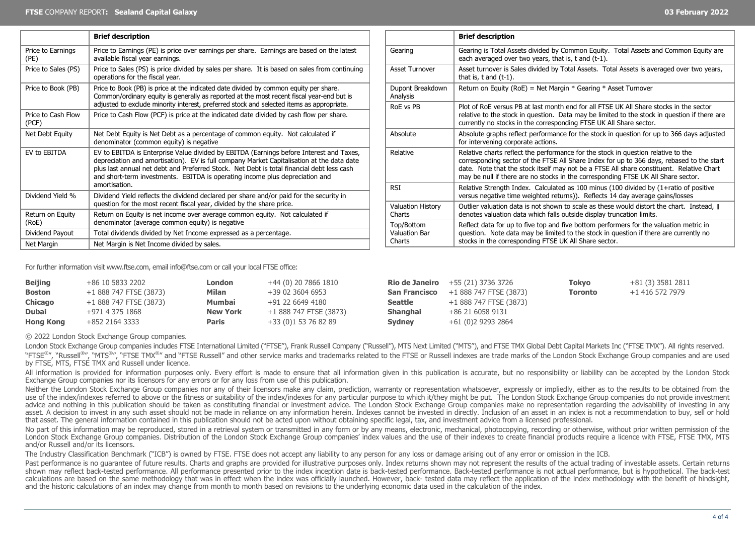| | Brief description |
|---|---|
| Price to Earnings (PE) | Price to Earnings (PE) is price over earnings per share. Earnings are based on the latest available fiscal year earnings. |
| Price to Sales (PS) | Price to Sales (PS) is price divided by sales per share. It is based on sales from continuing operations for the fiscal year. |
| Price to Book (PB) | Price to Book (PB) is price at the indicated date divided by common equity per share. Common/ordinary equity is generally as reported at the most recent fiscal year-end but is adjusted to exclude minority interest, preferred stock and selected items as appropriate. |
| Price to Cash Flow (PCF) | Price to Cash Flow (PCF) is price at the indicated date divided by cash flow per share. |
| Net Debt Equity | Net Debt Equity is Net Debt as a percentage of common equity. Not calculated if denominator (common equity) is negative |
| EV to EBITDA | EV to EBITDA is Enterprise Value divided by EBITDA (Earnings before Interest and Taxes, depreciation and amortisation). EV is full company Market Capitalisation at the data date plus last annual net debt and Preferred Stock. Net Debt is total financial debt less cash and short-term investments. EBITDA is operating income plus depreciation and amortisation. |
| Dividend Yield % | Dividend Yield reflects the dividend declared per share and/or paid for the security in question for the most recent fiscal year, divided by the share price. |
| Return on Equity (RoE) | Return on Equity is net income over average common equity. Not calculated if denominator (average common equity) is negative |
| Dividend Payout | Total dividends divided by Net Income expressed as a percentage. |
| Net Margin | Net Margin is Net Income divided by sales. |

| | Brief description |
|---|---|
| Gearing | Gearing is Total Assets divided by Common Equity. Total Assets and Common Equity are each averaged over two years, that is, t and (t-1). |
| Asset Turnover | Asset turnover is Sales divided by Total Assets. Total Assets is averaged over two years, that is, t and (t-1). |
| Dupont Breakdown Analysis | Return on Equity (RoE) = Net Margin * Gearing * Asset Turnover |
| RoE vs PB | Plot of RoE versus PB at last month end for all FTSE UK All Share stocks in the sector relative to the stock in question. Data may be limited to the stock in question if there are currently no stocks in the corresponding FTSE UK All Share sector. |
| Absolute | Absolute graphs reflect performance for the stock in question for up to 366 days adjusted for intervening corporate actions. |
| Relative | Relative charts reflect the performance for the stock in question relative to the corresponding sector of the FTSE All Share Index for up to 366 days, rebased to the start date. Note that the stock itself may not be a FTSE All share constituent. Relative Chart may be null if there are no stocks in the corresponding FTSE UK All Share sector. |
| RSI | Relative Strength Index. Calculated as 100 minus (100 divided by (1+ratio of positive versus negative time weighted returns)). Reflects 14 day average gains/losses |
| Valuation History Charts | Outlier valuation data is not shown to scale as these would distort the chart. Instead, ǁ denotes valuation data which falls outside display truncation limits. |
| Top/Bottom Valuation Bar Charts | Reflect data for up to five top and five bottom performers for the valuation metric in question. Note data may be limited to the stock in question if there are currently no stocks in the corresponding FTSE UK All Share sector. |

For further information visit www.ftse.com, email info@ftse.com or call your local FTSE office:

| | | | | | | | |
|---|---|---|---|---|---|---|---|
| **Beijing** | +86 10 5833 2202 | **London** | +44 (0) 20 7866 1810 | **Rio de Janeiro** | +55 (21) 3736 3726 | **Tokyo** | +81 (3) 3581 2811 |
| **Boston** | +1 888 747 FTSE (3873) | **Milan** | +39 02 3604 6953 | **San Francisco** | +1 888 747 FTSE (3873) | **Toronto** | +1 416 572 7979 |
| **Chicago** | +1 888 747 FTSE (3873) | **Mumbai** | +91 22 6649 4180 | **Seattle** | +1 888 747 FTSE (3873) | | |
| **Dubai** | +971 4 375 1868 | **New York** | +1 888 747 FTSE (3873) | **Shanghai** | +86 21 6058 9131 | | |
| **Hong Kong** | +852 2164 3333 | **Paris** | +33 (0)1 53 76 82 89 | **Sydney** | +61 (0)2 9293 2864 | | |

© 2022 London Stock Exchange Group companies.

London Stock Exchange Group companies includes FTSE International Limited ("FTSE"), Frank Russell Company ("Russell"), MTS Next Limited ("MTS"), and FTSE TMX Global Debt Capital Markets Inc ("FTSE TMX"). All rights reserved. "FTSE®", "Russell®", "MTS®", "FTSE TMX®" and "FTSE Russell" and other service marks and trademarks related to the FTSE or Russell indexes are trade marks of the London Stock Exchange Group companies and are used by FTSE, MTS, FTSE TMX and Russell under licence.

All information is provided for information purposes only. Every effort is made to ensure that all information given in this publication is accurate, but no responsibility or liability can be accepted by the London Stock Exchange Group companies nor its licensors for any errors or for any loss from use of this publication.

Neither the London Stock Exchange Group companies nor any of their licensors make any claim, prediction, warranty or representation whatsoever, expressly or impliedly, either as to the results to be obtained from the use of the index/indexes referred to above or the fitness or suitability of the index/indexes for any particular purpose to which it/they might be put. The London Stock Exchange Group companies do not provide investment advice and nothing in this publication should be taken as constituting financial or investment advice. The London Stock Exchange Group companies make no representation regarding the advisability of investing in any asset. A decision to invest in any such asset should not be made in reliance on any information herein. Indexes cannot be invested in directly. Inclusion of an asset in an index is not a recommendation to buy, sell or hold that asset. The general information contained in this publication should not be acted upon without obtaining specific legal, tax, and investment advice from a licensed professional.

No part of this information may be reproduced, stored in a retrieval system or transmitted in any form or by any means, electronic, mechanical, photocopying, recording or otherwise, without prior written permission of the London Stock Exchange Group companies. Distribution of the London Stock Exchange Group companies' index values and the use of their indexes to create financial products require a licence with FTSE, FTSE TMX, MTS and/or Russell and/or its licensors.

The Industry Classification Benchmark ("ICB") is owned by FTSE. FTSE does not accept any liability to any person for any loss or damage arising out of any error or omission in the ICB.

Past performance is no guarantee of future results. Charts and graphs are provided for illustrative purposes only. Index returns shown may not represent the results of the actual trading of investable assets. Certain returns shown may reflect back-tested performance. All performance presented prior to the index inception date is back-tested performance. Back-tested performance is not actual performance, but is hypothetical. The back-test calculations are based on the same methodology that was in effect when the index was officially launched. However, back- tested data may reflect the application of the index methodology with the benefit of hindsight, and the historic calculations of an index may change from month to month based on revisions to the underlying economic data used in the calculation of the index.